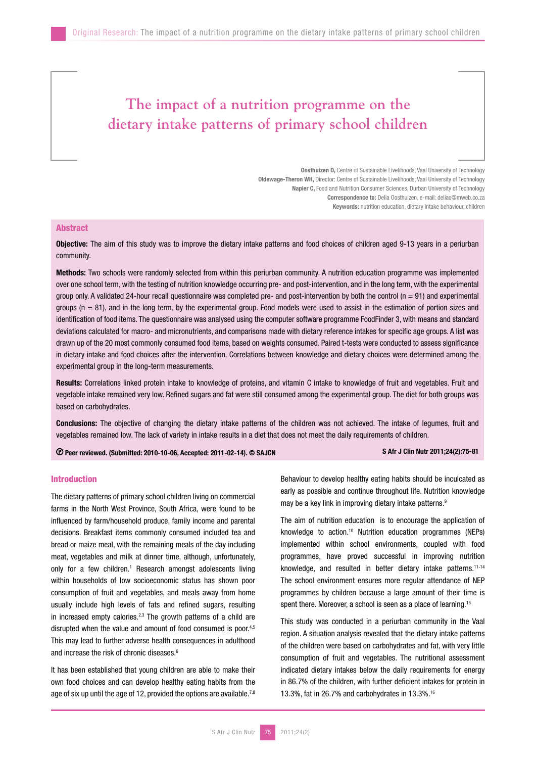# The impact of a nutrition programme on the dietary intake patterns of primary school children

**Oosthuizen D,** Centre of Sustainable Livelihoods, Vaal University of Technology
**Oldewage-Theron WH,** Director: Centre of Sustainable Livelihoods, Vaal University of Technology
**Napier C,** Food and Nutrition Consumer Sciences, Durban University of Technology
**Correspondence to:** Delia Oosthuizen, e-mail: deliao@mweb.co.za
**Keywords:** nutrition education, dietary intake behaviour, children

## Abstract

**Objective:** The aim of this study was to improve the dietary intake patterns and food choices of children aged 9-13 years in a periurban community.

**Methods:** Two schools were randomly selected from within this periurban community. A nutrition education programme was implemented over one school term, with the testing of nutrition knowledge occurring pre- and post-intervention, and in the long term, with the experimental group only. A validated 24-hour recall questionnaire was completed pre- and post-intervention by both the control (n = 91) and experimental groups (n = 81), and in the long term, by the experimental group. Food models were used to assist in the estimation of portion sizes and identification of food items. The questionnaire was analysed using the computer software programme FoodFinder 3, with means and standard deviations calculated for macro- and micronutrients, and comparisons made with dietary reference intakes for specific age groups. A list was drawn up of the 20 most commonly consumed food items, based on weights consumed. Paired t-tests were conducted to assess significance in dietary intake and food choices after the intervention. Correlations between knowledge and dietary choices were determined among the experimental group in the long-term measurements.

**Results:** Correlations linked protein intake to knowledge of proteins, and vitamin C intake to knowledge of fruit and vegetables. Fruit and vegetable intake remained very low. Refined sugars and fat were still consumed among the experimental group. The diet for both groups was based on carbohydrates.

**Conclusions:** The objective of changing the dietary intake patterns of the children was not achieved. The intake of legumes, fruit and vegetables remained low. The lack of variety in intake results in a diet that does not meet the daily requirements of children.

**Ⓟ Peer reviewed. (Submitted: 2010-10-06, Accepted: 2011-02-14). © SAJCN**

**S Afr J Clin Nutr 2011;24(2):75-81**

## Introduction

The dietary patterns of primary school children living on commercial farms in the North West Province, South Africa, were found to be influenced by farm/household produce, family income and parental decisions. Breakfast items commonly consumed included tea and bread or maize meal, with the remaining meals of the day including meat, vegetables and milk at dinner time, although, unfortunately, only for a few children.[1] Research amongst adolescents living within households of low socioeconomic status has shown poor consumption of fruit and vegetables, and meals away from home usually include high levels of fats and refined sugars, resulting in increased empty calories.[2,3] The growth patterns of a child are disrupted when the value and amount of food consumed is poor.[4,5] This may lead to further adverse health consequences in adulthood and increase the risk of chronic diseases.[6]

It has been established that young children are able to make their own food choices and can develop healthy eating habits from the age of six up until the age of 12, provided the options are available.[7,8] Behaviour to develop healthy eating habits should be inculcated as early as possible and continue throughout life. Nutrition knowledge may be a key link in improving dietary intake patterns.[9]

The aim of nutrition education is to encourage the application of knowledge to action.[10] Nutrition education programmes (NEPs) implemented within school environments, coupled with food programmes, have proved successful in improving nutrition knowledge, and resulted in better dietary intake patterns.[11-14] The school environment ensures more regular attendance of NEP programmes by children because a large amount of their time is spent there. Moreover, a school is seen as a place of learning.[15]

This study was conducted in a periurban community in the Vaal region. A situation analysis revealed that the dietary intake patterns of the children were based on carbohydrates and fat, with very little consumption of fruit and vegetables. The nutritional assessment indicated dietary intakes below the daily requirements for energy in 86.7% of the children, with further deficient intakes for protein in 13.3%, fat in 26.7% and carbohydrates in 13.3%.[16]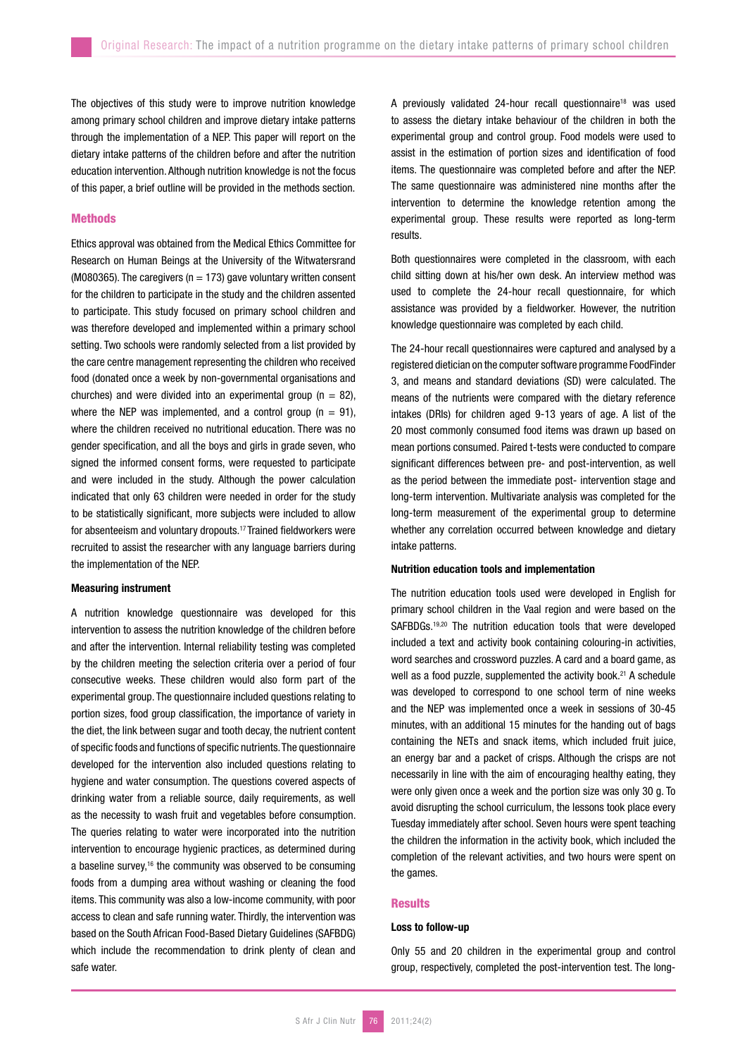The objectives of this study were to improve nutrition knowledge among primary school children and improve dietary intake patterns through the implementation of a NEP. This paper will report on the dietary intake patterns of the children before and after the nutrition education intervention. Although nutrition knowledge is not the focus of this paper, a brief outline will be provided in the methods section.

## Methods

Ethics approval was obtained from the Medical Ethics Committee for Research on Human Beings at the University of the Witwatersrand (M080365). The caregivers (n = 173) gave voluntary written consent for the children to participate in the study and the children assented to participate. This study focused on primary school children and was therefore developed and implemented within a primary school setting. Two schools were randomly selected from a list provided by the care centre management representing the children who received food (donated once a week by non-governmental organisations and churches) and were divided into an experimental group (n = 82), where the NEP was implemented, and a control group (n = 91), where the children received no nutritional education. There was no gender specification, and all the boys and girls in grade seven, who signed the informed consent forms, were requested to participate and were included in the study. Although the power calculation indicated that only 63 children were needed in order for the study to be statistically significant, more subjects were included to allow for absenteeism and voluntary dropouts.[17] Trained fieldworkers were recruited to assist the researcher with any language barriers during the implementation of the NEP.

### Measuring instrument

A nutrition knowledge questionnaire was developed for this intervention to assess the nutrition knowledge of the children before and after the intervention. Internal reliability testing was completed by the children meeting the selection criteria over a period of four consecutive weeks. These children would also form part of the experimental group. The questionnaire included questions relating to portion sizes, food group classification, the importance of variety in the diet, the link between sugar and tooth decay, the nutrient content of specific foods and functions of specific nutrients. The questionnaire developed for the intervention also included questions relating to hygiene and water consumption. The questions covered aspects of drinking water from a reliable source, daily requirements, as well as the necessity to wash fruit and vegetables before consumption. The queries relating to water were incorporated into the nutrition intervention to encourage hygienic practices, as determined during a baseline survey,[16] the community was observed to be consuming foods from a dumping area without washing or cleaning the food items. This community was also a low-income community, with poor access to clean and safe running water. Thirdly, the intervention was based on the South African Food-Based Dietary Guidelines (SAFBDG) which include the recommendation to drink plenty of clean and safe water.

A previously validated 24-hour recall questionnaire[18] was used to assess the dietary intake behaviour of the children in both the experimental group and control group. Food models were used to assist in the estimation of portion sizes and identification of food items. The questionnaire was completed before and after the NEP. The same questionnaire was administered nine months after the intervention to determine the knowledge retention among the experimental group. These results were reported as long-term results.

Both questionnaires were completed in the classroom, with each child sitting down at his/her own desk. An interview method was used to complete the 24-hour recall questionnaire, for which assistance was provided by a fieldworker. However, the nutrition knowledge questionnaire was completed by each child.

The 24-hour recall questionnaires were captured and analysed by a registered dietician on the computer software programme FoodFinder 3, and means and standard deviations (SD) were calculated. The means of the nutrients were compared with the dietary reference intakes (DRIs) for children aged 9-13 years of age. A list of the 20 most commonly consumed food items was drawn up based on mean portions consumed. Paired t-tests were conducted to compare significant differences between pre- and post-intervention, as well as the period between the immediate post- intervention stage and long-term intervention. Multivariate analysis was completed for the long-term measurement of the experimental group to determine whether any correlation occurred between knowledge and dietary intake patterns.

### Nutrition education tools and implementation

The nutrition education tools used were developed in English for primary school children in the Vaal region and were based on the SAFBDGs.[19,20] The nutrition education tools that were developed included a text and activity book containing colouring-in activities, word searches and crossword puzzles. A card and a board game, as well as a food puzzle, supplemented the activity book.[21] A schedule was developed to correspond to one school term of nine weeks and the NEP was implemented once a week in sessions of 30-45 minutes, with an additional 15 minutes for the handing out of bags containing the NETs and snack items, which included fruit juice, an energy bar and a packet of crisps. Although the crisps are not necessarily in line with the aim of encouraging healthy eating, they were only given once a week and the portion size was only 30 g. To avoid disrupting the school curriculum, the lessons took place every Tuesday immediately after school. Seven hours were spent teaching the children the information in the activity book, which included the completion of the relevant activities, and two hours were spent on the games.

## Results

### Loss to follow-up

Only 55 and 20 children in the experimental group and control group, respectively, completed the post-intervention test. The long-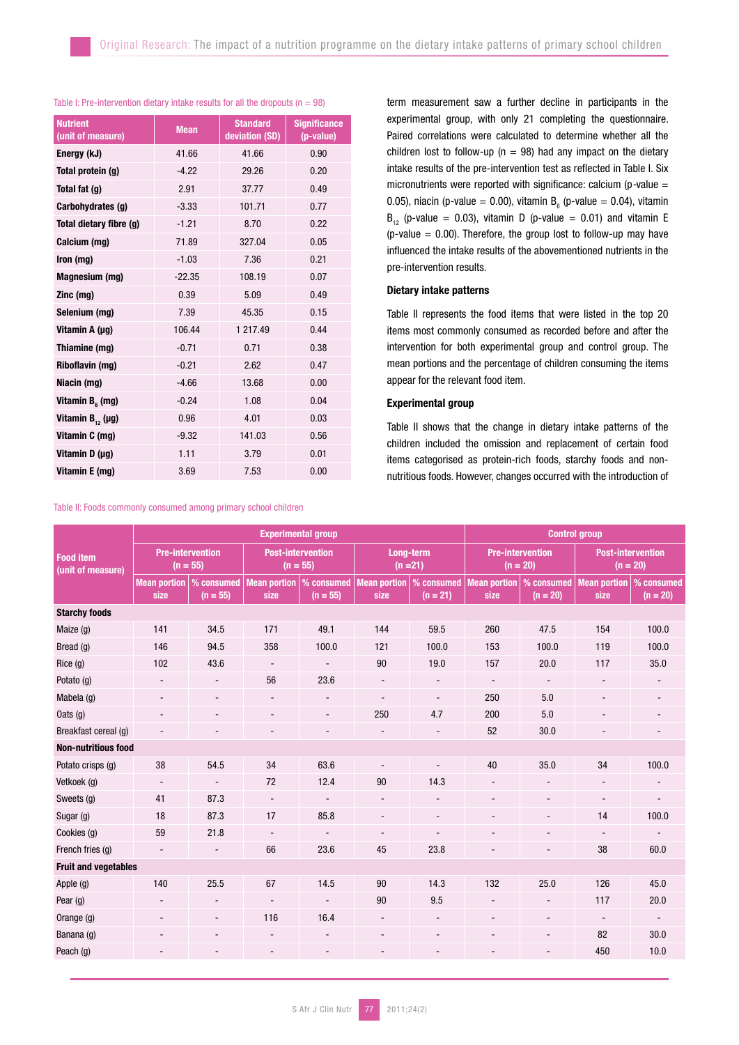Table I: Pre-intervention dietary intake results for all the dropouts (n = 98)

| Nutrient (unit of measure) | Mean | Standard deviation (SD) | Significance (p-value) |
|---|---|---|---|
| Energy (kJ) | 41.66 | 41.66 | 0.90 |
| Total protein (g) | -4.22 | 29.26 | 0.20 |
| Total fat (g) | 2.91 | 37.77 | 0.49 |
| Carbohydrates (g) | -3.33 | 101.71 | 0.77 |
| Total dietary fibre (g) | -1.21 | 8.70 | 0.22 |
| Calcium (mg) | 71.89 | 327.04 | 0.05 |
| Iron (mg) | -1.03 | 7.36 | 0.21 |
| Magnesium (mg) | -22.35 | 108.19 | 0.07 |
| Zinc (mg) | 0.39 | 5.09 | 0.49 |
| Selenium (mg) | 7.39 | 45.35 | 0.15 |
| Vitamin A (µg) | 106.44 | 1 217.49 | 0.44 |
| Thiamine (mg) | -0.71 | 0.71 | 0.38 |
| Riboflavin (mg) | -0.21 | 2.62 | 0.47 |
| Niacin (mg) | -4.66 | 13.68 | 0.00 |
| Vitamin $B_6$ (mg) | -0.24 | 1.08 | 0.04 |
| Vitamin $B_{12}$ (µg) | 0.96 | 4.01 | 0.03 |
| Vitamin C (mg) | -9.32 | 141.03 | 0.56 |
| Vitamin D (µg) | 1.11 | 3.79 | 0.01 |
| Vitamin E (mg) | 3.69 | 7.53 | 0.00 |

term measurement saw a further decline in participants in the experimental group, with only 21 completing the questionnaire. Paired correlations were calculated to determine whether all the children lost to follow-up (n = 98) had any impact on the dietary intake results of the pre-intervention test as reflected in Table I. Six micronutrients were reported with significance: calcium (p-value = 0.05), niacin (p-value = 0.00), vitamin $B_6$ (p-value = 0.04), vitamin $B_{12}$ (p-value = 0.03), vitamin D (p-value = 0.01) and vitamin E (p-value = 0.00). Therefore, the group lost to follow-up may have influenced the intake results of the abovementioned nutrients in the pre-intervention results.

### Dietary intake patterns

Table II represents the food items that were listed in the top 20 items most commonly consumed as recorded before and after the intervention for both experimental group and control group. The mean portions and the percentage of children consuming the items appear for the relevant food item.

### Experimental group

Table II shows that the change in dietary intake patterns of the children included the omission and replacement of certain food items categorised as protein-rich foods, starchy foods and non-nutritious foods. However, changes occurred with the introduction of

Table II: Foods commonly consumed among primary school children

| Food item (unit of measure) | Experimental group | | | | | | Control group | | | |
|---|---|---|---|---|---|---|---|---|---|---|
| | Pre-intervention (n = 55) | | Post-intervention (n = 55) | | Long-term (n =21) | | Pre-intervention (n = 20) | | Post-intervention (n = 20) | |
| | Mean portion size | % consumed (n = 55) | Mean portion size | % consumed (n = 55) | Mean portion size | % consumed (n = 21) | Mean portion size | % consumed (n = 20) | Mean portion size | % consumed (n = 20) |
| **Starchy foods** | | | | | | | | | | |
| Maize (g) | 141 | 34.5 | 171 | 49.1 | 144 | 59.5 | 260 | 47.5 | 154 | 100.0 |
| Bread (g) | 146 | 94.5 | 358 | 100.0 | 121 | 100.0 | 153 | 100.0 | 119 | 100.0 |
| Rice (g) | 102 | 43.6 | - | - | 90 | 19.0 | 157 | 20.0 | 117 | 35.0 |
| Potato (g) | - | - | 56 | 23.6 | - | - | - | - | - | - |
| Mabela (g) | - | - | - | - | - | - | 250 | 5.0 | - | - |
| Oats (g) | - | - | - | - | 250 | 4.7 | 200 | 5.0 | - | - |
| Breakfast cereal (g) | - | - | - | - | - | - | 52 | 30.0 | - | - |
| **Non-nutritious food** | | | | | | | | | | |
| Potato crisps (g) | 38 | 54.5 | 34 | 63.6 | - | - | 40 | 35.0 | 34 | 100.0 |
| Vetkoek (g) | - | - | 72 | 12.4 | 90 | 14.3 | - | - | - | - |
| Sweets (g) | 41 | 87.3 | - | - | - | - | - | - | - | - |
| Sugar (g) | 18 | 87.3 | 17 | 85.8 | - | - | - | - | 14 | 100.0 |
| Cookies (g) | 59 | 21.8 | - | - | - | - | - | - | - | - |
| French fries (g) | - | - | 66 | 23.6 | 45 | 23.8 | - | - | 38 | 60.0 |
| **Fruit and vegetables** | | | | | | | | | | |
| Apple (g) | 140 | 25.5 | 67 | 14.5 | 90 | 14.3 | 132 | 25.0 | 126 | 45.0 |
| Pear (g) | - | - | - | - | 90 | 9.5 | - | - | 117 | 20.0 |
| Orange (g) | - | - | 116 | 16.4 | - | - | - | - | - | - |
| Banana (g) | - | - | - | - | - | - | - | - | 82 | 30.0 |
| Peach (g) | - | - | - | - | - | - | - | - | 450 | 10.0 |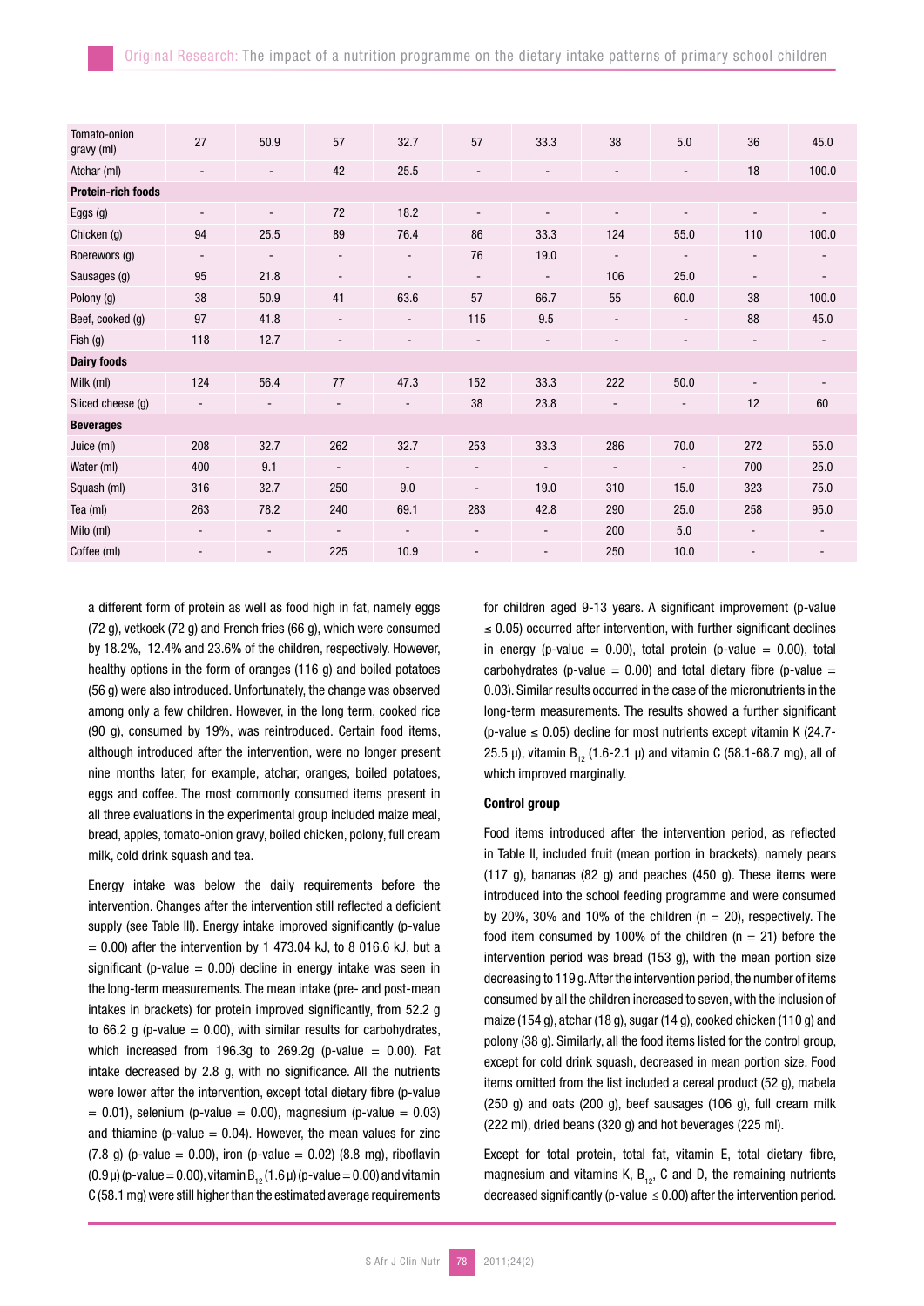| | | | | | | | | | | |
|---|---|---|---|---|---|---|---|---|---|---|
| Tomato-onion gravy (ml) | 27 | 50.9 | 57 | 32.7 | 57 | 33.3 | 38 | 5.0 | 36 | 45.0 |
| Atchar (ml) | - | - | 42 | 25.5 | - | - | - | - | 18 | 100.0 |
| **Protein-rich foods** | | | | | | | | | | |
| Eggs (g) | - | - | 72 | 18.2 | - | - | - | - | - | - |
| Chicken (g) | 94 | 25.5 | 89 | 76.4 | 86 | 33.3 | 124 | 55.0 | 110 | 100.0 |
| Boerewors (g) | - | - | - | - | 76 | 19.0 | - | - | - | - |
| Sausages (g) | 95 | 21.8 | - | - | - | - | 106 | 25.0 | - | - |
| Polony (g) | 38 | 50.9 | 41 | 63.6 | 57 | 66.7 | 55 | 60.0 | 38 | 100.0 |
| Beef, cooked (g) | 97 | 41.8 | - | - | 115 | 9.5 | - | - | 88 | 45.0 |
| Fish (g) | 118 | 12.7 | - | - | - | - | - | - | - | - |
| **Dairy foods** | | | | | | | | | | |
| Milk (ml) | 124 | 56.4 | 77 | 47.3 | 152 | 33.3 | 222 | 50.0 | - | - |
| Sliced cheese (g) | - | - | - | - | 38 | 23.8 | - | - | 12 | 60 |
| **Beverages** | | | | | | | | | | |
| Juice (ml) | 208 | 32.7 | 262 | 32.7 | 253 | 33.3 | 286 | 70.0 | 272 | 55.0 |
| Water (ml) | 400 | 9.1 | - | - | - | - | - | - | 700 | 25.0 |
| Squash (ml) | 316 | 32.7 | 250 | 9.0 | - | 19.0 | 310 | 15.0 | 323 | 75.0 |
| Tea (ml) | 263 | 78.2 | 240 | 69.1 | 283 | 42.8 | 290 | 25.0 | 258 | 95.0 |
| Milo (ml) | - | - | - | - | - | - | 200 | 5.0 | - | - |
| Coffee (ml) | - | - | 225 | 10.9 | - | - | 250 | 10.0 | - | - |

a different form of protein as well as food high in fat, namely eggs (72 g), vetkoek (72 g) and French fries (66 g), which were consumed by 18.2%, 12.4% and 23.6% of the children, respectively. However, healthy options in the form of oranges (116 g) and boiled potatoes (56 g) were also introduced. Unfortunately, the change was observed among only a few children. However, in the long term, cooked rice (90 g), consumed by 19%, was reintroduced. Certain food items, although introduced after the intervention, were no longer present nine months later, for example, atchar, oranges, boiled potatoes, eggs and coffee. The most commonly consumed items present in all three evaluations in the experimental group included maize meal, bread, apples, tomato-onion gravy, boiled chicken, polony, full cream milk, cold drink squash and tea.

Energy intake was below the daily requirements before the intervention. Changes after the intervention still reflected a deficient supply (see Table III). Energy intake improved significantly (p-value = 0.00) after the intervention by 1 473.04 kJ, to 8 016.6 kJ, but a significant (p-value = 0.00) decline in energy intake was seen in the long-term measurements. The mean intake (pre- and post-mean intakes in brackets) for protein improved significantly, from 52.2 g to 66.2 g (p-value = 0.00), with similar results for carbohydrates, which increased from 196.3g to 269.2g (p-value = 0.00). Fat intake decreased by 2.8 g, with no significance. All the nutrients were lower after the intervention, except total dietary fibre (p-value = 0.01), selenium (p-value = 0.00), magnesium (p-value = 0.03) and thiamine (p-value = 0.04). However, the mean values for zinc (7.8 g) (p-value = 0.00), iron (p-value = 0.02) (8.8 mg), riboflavin (0.9 µ) (p-value = 0.00), vitamin $B_{12}$ (1.6 µ) (p-value = 0.00) and vitamin C (58.1 mg) were still higher than the estimated average requirements for children aged 9-13 years. A significant improvement (p-value ≤ 0.05) occurred after intervention, with further significant declines in energy (p-value = 0.00), total protein (p-value = 0.00), total carbohydrates (p-value = 0.00) and total dietary fibre (p-value = 0.03). Similar results occurred in the case of the micronutrients in the long-term measurements. The results showed a further significant (p-value ≤ 0.05) decline for most nutrients except vitamin K (24.7-25.5 µ), vitamin $B_{12}$ (1.6-2.1 µ) and vitamin C (58.1-68.7 mg), all of which improved marginally.

#### Control group

Food items introduced after the intervention period, as reflected in Table II, included fruit (mean portion in brackets), namely pears (117 g), bananas (82 g) and peaches (450 g). These items were introduced into the school feeding programme and were consumed by 20%, 30% and 10% of the children (n = 20), respectively. The food item consumed by 100% of the children (n = 21) before the intervention period was bread (153 g), with the mean portion size decreasing to 119 g. After the intervention period, the number of items consumed by all the children increased to seven, with the inclusion of maize (154 g), atchar (18 g), sugar (14 g), cooked chicken (110 g) and polony (38 g). Similarly, all the food items listed for the control group, except for cold drink squash, decreased in mean portion size. Food items omitted from the list included a cereal product (52 g), mabela (250 g) and oats (200 g), beef sausages (106 g), full cream milk (222 ml), dried beans (320 g) and hot beverages (225 ml).

Except for total protein, total fat, vitamin E, total dietary fibre, magnesium and vitamins K, $B_{12}$, C and D, the remaining nutrients decreased significantly (p-value ≤ 0.00) after the intervention period.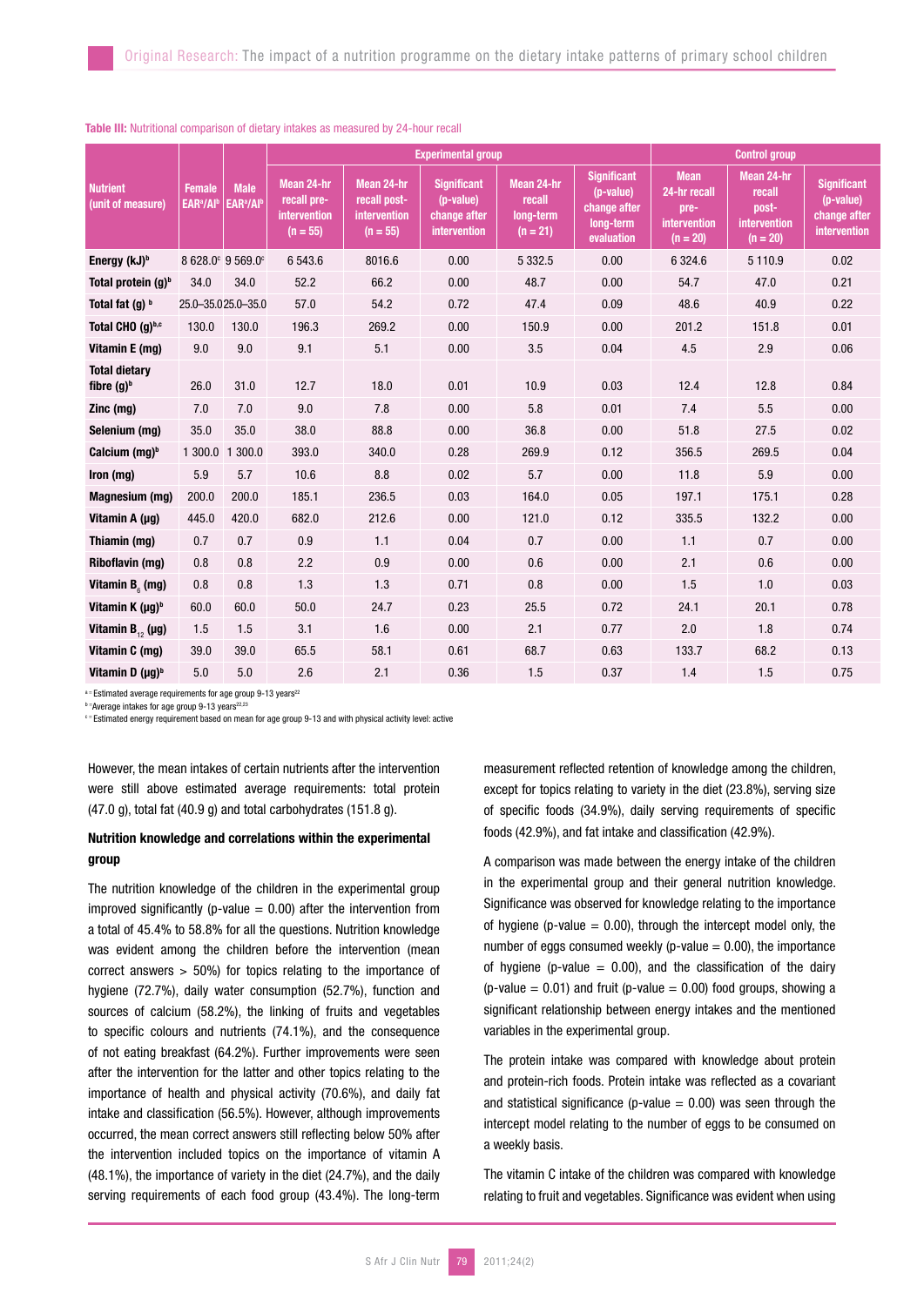**Table III:** Nutritional comparison of dietary intakes as measured by 24-hour recall

| Nutrient (unit of measure) | Female EAR[a]/AI[b] | Male EAR[a]/AI[b] | Experimental group | | | | | Control group | | |
|---|---|---|---|---|---|---|---|---|---|---|
| | | | Mean 24-hr recall pre-intervention (n = 55) | Mean 24-hr recall post-intervention (n = 55) | Significant (p-value) change after intervention | Mean 24-hr recall long-term (n = 21) | Significant (p-value) change after long-term evaluation | Mean 24-hr recall pre-intervention (n = 20) | Mean 24-hr recall post-intervention (n = 20) | Significant (p-value) change after intervention |
| Energy (kJ)[b] | 8 628.0[c] | 9 569.0[c] | 6 543.6 | 8016.6 | 0.00 | 5 332.5 | 0.00 | 6 324.6 | 5 110.9 | 0.02 |
| Total protein (g)[b] | 34.0 | 34.0 | 52.2 | 66.2 | 0.00 | 48.7 | 0.00 | 54.7 | 47.0 | 0.21 |
| Total fat (g) [b] | 25.0–35.0 | 25.0–35.0 | 57.0 | 54.2 | 0.72 | 47.4 | 0.09 | 48.6 | 40.9 | 0.22 |
| Total CHO (g)[b,c] | 130.0 | 130.0 | 196.3 | 269.2 | 0.00 | 150.9 | 0.00 | 201.2 | 151.8 | 0.01 |
| Vitamin E (mg) | 9.0 | 9.0 | 9.1 | 5.1 | 0.00 | 3.5 | 0.04 | 4.5 | 2.9 | 0.06 |
| Total dietary fibre (g)[b] | 26.0 | 31.0 | 12.7 | 18.0 | 0.01 | 10.9 | 0.03 | 12.4 | 12.8 | 0.84 |
| Zinc (mg) | 7.0 | 7.0 | 9.0 | 7.8 | 0.00 | 5.8 | 0.01 | 7.4 | 5.5 | 0.00 |
| Selenium (mg) | 35.0 | 35.0 | 38.0 | 88.8 | 0.00 | 36.8 | 0.00 | 51.8 | 27.5 | 0.02 |
| Calcium (mg)[b] | 1 300.0 | 1 300.0 | 393.0 | 340.0 | 0.28 | 269.9 | 0.12 | 356.5 | 269.5 | 0.04 |
| Iron (mg) | 5.9 | 5.7 | 10.6 | 8.8 | 0.02 | 5.7 | 0.00 | 11.8 | 5.9 | 0.00 |
| Magnesium (mg) | 200.0 | 200.0 | 185.1 | 236.5 | 0.03 | 164.0 | 0.05 | 197.1 | 175.1 | 0.28 |
| Vitamin A (µg) | 445.0 | 420.0 | 682.0 | 212.6 | 0.00 | 121.0 | 0.12 | 335.5 | 132.2 | 0.00 |
| Thiamin (mg) | 0.7 | 0.7 | 0.9 | 1.1 | 0.04 | 0.7 | 0.00 | 1.1 | 0.7 | 0.00 |
| Riboflavin (mg) | 0.8 | 0.8 | 2.2 | 0.9 | 0.00 | 0.6 | 0.00 | 2.1 | 0.6 | 0.00 |
| Vitamin $B_6$ (mg) | 0.8 | 0.8 | 1.3 | 1.3 | 0.71 | 0.8 | 0.00 | 1.5 | 1.0 | 0.03 |
| Vitamin K (µg)[b] | 60.0 | 60.0 | 50.0 | 24.7 | 0.23 | 25.5 | 0.72 | 24.1 | 20.1 | 0.78 |
| Vitamin $B_{12}$ (µg) | 1.5 | 1.5 | 3.1 | 1.6 | 0.00 | 2.1 | 0.77 | 2.0 | 1.8 | 0.74 |
| Vitamin C (mg) | 39.0 | 39.0 | 65.5 | 58.1 | 0.61 | 68.7 | 0.63 | 133.7 | 68.2 | 0.13 |
| Vitamin D (µg)[b] | 5.0 | 5.0 | 2.6 | 2.1 | 0.36 | 1.5 | 0.37 | 1.4 | 1.5 | 0.75 |

[a] = Estimated average requirements for age group 9-13 years[22]
[b] = Average intakes for age group 9-13 years[22,23]
[c] = Estimated energy requirement based on mean for age group 9-13 and with physical activity level: active

However, the mean intakes of certain nutrients after the intervention were still above estimated average requirements: total protein (47.0 g), total fat (40.9 g) and total carbohydrates (151.8 g).

#### Nutrition knowledge and correlations within the experimental group

The nutrition knowledge of the children in the experimental group improved significantly (p-value = 0.00) after the intervention from a total of 45.4% to 58.8% for all the questions. Nutrition knowledge was evident among the children before the intervention (mean correct answers > 50%) for topics relating to the importance of hygiene (72.7%), daily water consumption (52.7%), function and sources of calcium (58.2%), the linking of fruits and vegetables to specific colours and nutrients (74.1%), and the consequence of not eating breakfast (64.2%). Further improvements were seen after the intervention for the latter and other topics relating to the importance of health and physical activity (70.6%), and daily fat intake and classification (56.5%). However, although improvements occurred, the mean correct answers still reflecting below 50% after the intervention included topics on the importance of vitamin A (48.1%), the importance of variety in the diet (24.7%), and the daily serving requirements of each food group (43.4%). The long-term measurement reflected retention of knowledge among the children, except for topics relating to variety in the diet (23.8%), serving size of specific foods (34.9%), daily serving requirements of specific foods (42.9%), and fat intake and classification (42.9%).

A comparison was made between the energy intake of the children in the experimental group and their general nutrition knowledge. Significance was observed for knowledge relating to the importance of hygiene (p-value = 0.00), through the intercept model only, the number of eggs consumed weekly (p-value = 0.00), the importance of hygiene (p-value = 0.00), and the classification of the dairy (p-value = 0.01) and fruit (p-value = 0.00) food groups, showing a significant relationship between energy intakes and the mentioned variables in the experimental group.

The protein intake was compared with knowledge about protein and protein-rich foods. Protein intake was reflected as a covariant and statistical significance (p-value = 0.00) was seen through the intercept model relating to the number of eggs to be consumed on a weekly basis.

The vitamin C intake of the children was compared with knowledge relating to fruit and vegetables. Significance was evident when using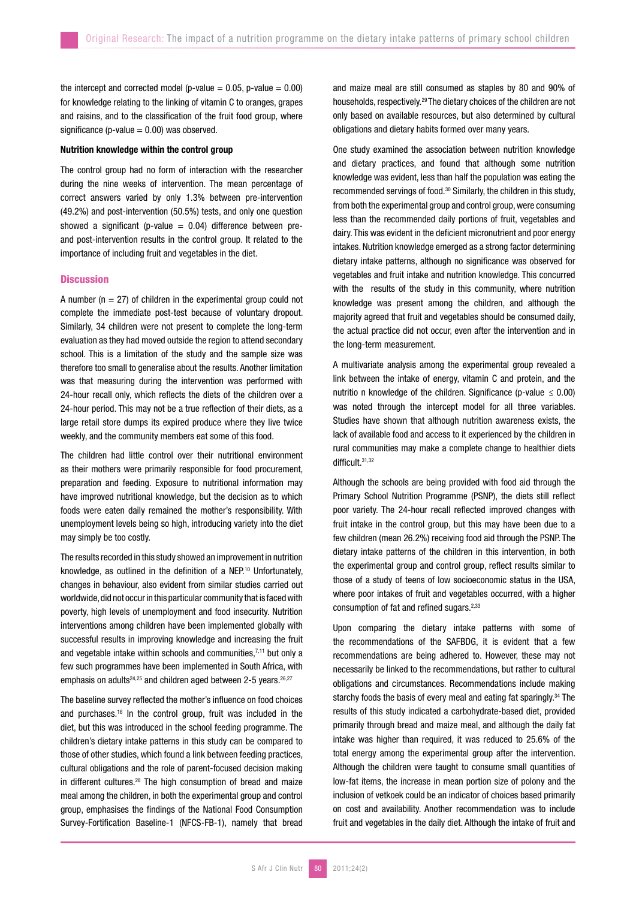the intercept and corrected model (p-value = 0.05, p-value = 0.00) for knowledge relating to the linking of vitamin C to oranges, grapes and raisins, and to the classification of the fruit food group, where significance (p-value = 0.00) was observed.

**Nutrition knowledge within the control group**

The control group had no form of interaction with the researcher during the nine weeks of intervention. The mean percentage of correct answers varied by only 1.3% between pre-intervention (49.2%) and post-intervention (50.5%) tests, and only one question showed a significant (p-value = 0.04) difference between pre- and post-intervention results in the control group. It related to the importance of including fruit and vegetables in the diet.

## Discussion

A number (n = 27) of children in the experimental group could not complete the immediate post-test because of voluntary dropout. Similarly, 34 children were not present to complete the long-term evaluation as they had moved outside the region to attend secondary school. This is a limitation of the study and the sample size was therefore too small to generalise about the results. Another limitation was that measuring during the intervention was performed with 24-hour recall only, which reflects the diets of the children over a 24-hour period. This may not be a true reflection of their diets, as a large retail store dumps its expired produce where they live twice weekly, and the community members eat some of this food.

The children had little control over their nutritional environment as their mothers were primarily responsible for food procurement, preparation and feeding. Exposure to nutritional information may have improved nutritional knowledge, but the decision as to which foods were eaten daily remained the mother's responsibility. With unemployment levels being so high, introducing variety into the diet may simply be too costly.

The results recorded in this study showed an improvement in nutrition knowledge, as outlined in the definition of a NEP.[10] Unfortunately, changes in behaviour, also evident from similar studies carried out worldwide, did not occur in this particular community that is faced with poverty, high levels of unemployment and food insecurity. Nutrition interventions among children have been implemented globally with successful results in improving knowledge and increasing the fruit and vegetable intake within schools and communities,[7,11] but only a few such programmes have been implemented in South Africa, with emphasis on adults[24,25] and children aged between 2-5 years.[26,27]

The baseline survey reflected the mother's influence on food choices and purchases.[16] In the control group, fruit was included in the diet, but this was introduced in the school feeding programme. The children's dietary intake patterns in this study can be compared to those of other studies, which found a link between feeding practices, cultural obligations and the role of parent-focused decision making in different cultures.[28] The high consumption of bread and maize meal among the children, in both the experimental group and control group, emphasises the findings of the National Food Consumption Survey-Fortification Baseline-1 (NFCS-FB-1), namely that bread and maize meal are still consumed as staples by 80 and 90% of households, respectively.[29] The dietary choices of the children are not only based on available resources, but also determined by cultural obligations and dietary habits formed over many years.

One study examined the association between nutrition knowledge and dietary practices, and found that although some nutrition knowledge was evident, less than half the population was eating the recommended servings of food.[30] Similarly, the children in this study, from both the experimental group and control group, were consuming less than the recommended daily portions of fruit, vegetables and dairy. This was evident in the deficient micronutrient and poor energy intakes. Nutrition knowledge emerged as a strong factor determining dietary intake patterns, although no significance was observed for vegetables and fruit intake and nutrition knowledge. This concurred with the results of the study in this community, where nutrition knowledge was present among the children, and although the majority agreed that fruit and vegetables should be consumed daily, the actual practice did not occur, even after the intervention and in the long-term measurement.

A multivariate analysis among the experimental group revealed a link between the intake of energy, vitamin C and protein, and the nutritio n knowledge of the children. Significance (p-value ≤ 0.00) was noted through the intercept model for all three variables. Studies have shown that although nutrition awareness exists, the lack of available food and access to it experienced by the children in rural communities may make a complete change to healthier diets difficult.[31,32]

Although the schools are being provided with food aid through the Primary School Nutrition Programme (PSNP), the diets still reflect poor variety. The 24-hour recall reflected improved changes with fruit intake in the control group, but this may have been due to a few children (mean 26.2%) receiving food aid through the PSNP. The dietary intake patterns of the children in this intervention, in both the experimental group and control group, reflect results similar to those of a study of teens of low socioeconomic status in the USA, where poor intakes of fruit and vegetables occurred, with a higher consumption of fat and refined sugars.[2,33]

Upon comparing the dietary intake patterns with some of the recommendations of the SAFBDG, it is evident that a few recommendations are being adhered to. However, these may not necessarily be linked to the recommendations, but rather to cultural obligations and circumstances. Recommendations include making starchy foods the basis of every meal and eating fat sparingly.[34] The results of this study indicated a carbohydrate-based diet, provided primarily through bread and maize meal, and although the daily fat intake was higher than required, it was reduced to 25.6% of the total energy among the experimental group after the intervention. Although the children were taught to consume small quantities of low-fat items, the increase in mean portion size of polony and the inclusion of vetkoek could be an indicator of choices based primarily on cost and availability. Another recommendation was to include fruit and vegetables in the daily diet. Although the intake of fruit and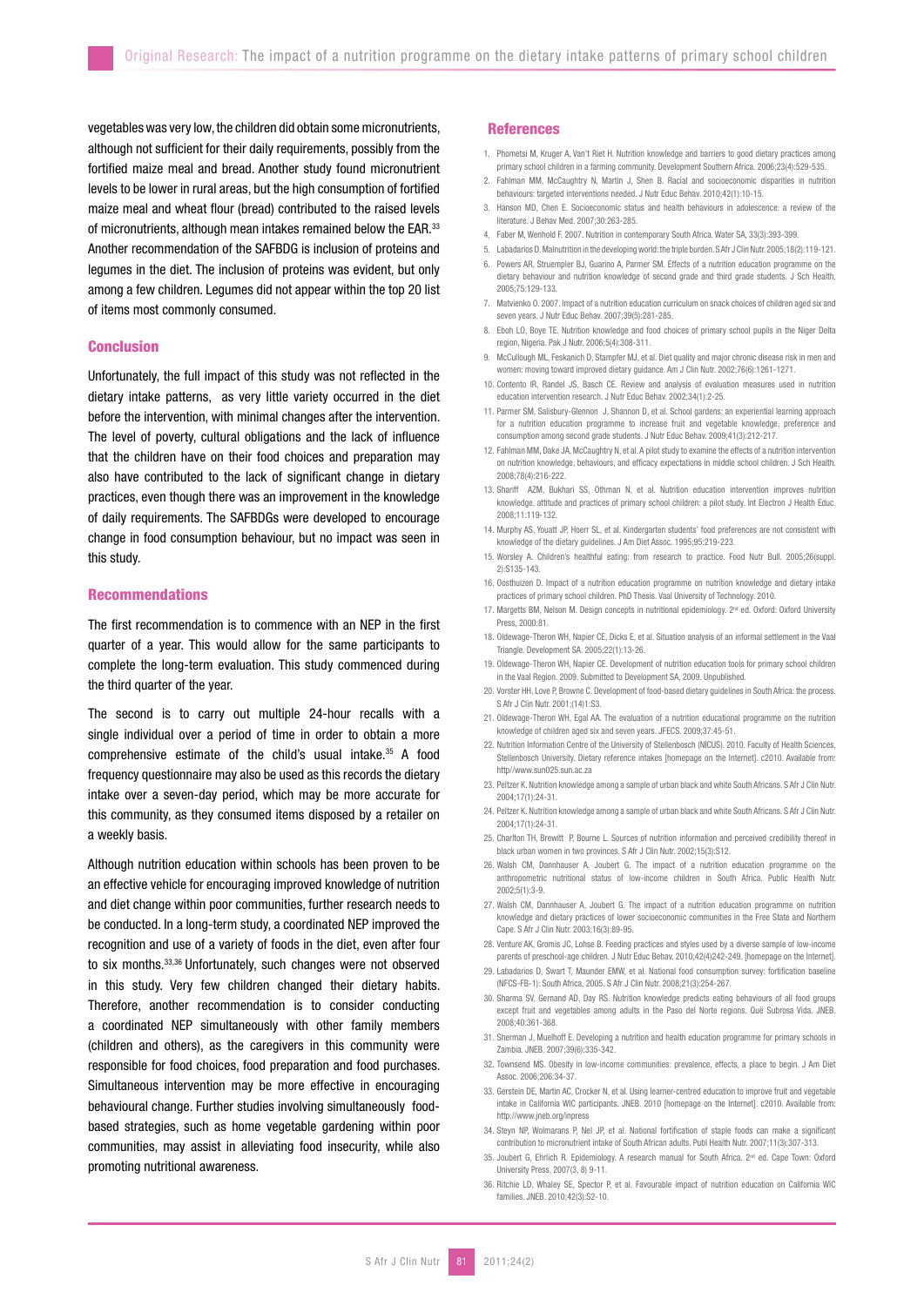vegetables was very low, the children did obtain some micronutrients, although not sufficient for their daily requirements, possibly from the fortified maize meal and bread. Another study found micronutrient levels to be lower in rural areas, but the high consumption of fortified maize meal and wheat flour (bread) contributed to the raised levels of micronutrients, although mean intakes remained below the EAR.[33] Another recommendation of the SAFBDG is inclusion of proteins and legumes in the diet. The inclusion of proteins was evident, but only among a few children. Legumes did not appear within the top 20 list of items most commonly consumed.

## Conclusion

Unfortunately, the full impact of this study was not reflected in the dietary intake patterns, as very little variety occurred in the diet before the intervention, with minimal changes after the intervention. The level of poverty, cultural obligations and the lack of influence that the children have on their food choices and preparation may also have contributed to the lack of significant change in dietary practices, even though there was an improvement in the knowledge of daily requirements. The SAFBDGs were developed to encourage change in food consumption behaviour, but no impact was seen in this study.

## Recommendations

The first recommendation is to commence with an NEP in the first quarter of a year. This would allow for the same participants to complete the long-term evaluation. This study commenced during the third quarter of the year.

The second is to carry out multiple 24-hour recalls with a single individual over a period of time in order to obtain a more comprehensive estimate of the child's usual intake.[35] A food frequency questionnaire may also be used as this records the dietary intake over a seven-day period, which may be more accurate for this community, as they consumed items disposed by a retailer on a weekly basis.

Although nutrition education within schools has been proven to be an effective vehicle for encouraging improved knowledge of nutrition and diet change within poor communities, further research needs to be conducted. In a long-term study, a coordinated NEP improved the recognition and use of a variety of foods in the diet, even after four to six months.[33,36] Unfortunately, such changes were not observed in this study. Very few children changed their dietary habits. Therefore, another recommendation is to consider conducting a coordinated NEP simultaneously with other family members (children and others), as the caregivers in this community were responsible for food choices, food preparation and food purchases. Simultaneous intervention may be more effective in encouraging behavioural change. Further studies involving simultaneously food-based strategies, such as home vegetable gardening within poor communities, may assist in alleviating food insecurity, while also promoting nutritional awareness.

## References

1. Phometsi M, Kruger A, Van't Riet H. Nutrition knowledge and barriers to good dietary practices among primary school children in a farming community. Development Southern Africa. 2006;23(4):529-535.
2. Fahlman MM, McCaughtry N, Martin J, Shen B. Racial and socioeconomic disparities in nutrition behaviours: targeted interventions needed. J Nutr Educ Behav. 2010;42(1):10-15.
3. Hanson MD, Chen E. Socioeconomic status and health behaviours in adolescence: a review of the literature. J Behav Med. 2007;30:263-285.
4. Faber M, Wenhold F. 2007. Nutrition in contemporary South Africa. Water SA, 33(3):393-399.
5. Labadarios D. Malnutrition in the developing world: the triple burden. S Afr J Clin Nutr. 2005;18(2):119-121.
6. Powers AR, Struempler BJ, Guarino A, Parmer SM. Effects of a nutrition education programme on the dietary behaviour and nutrition knowledge of second grade and third grade students. J Sch Health. 2005;75:129-133.
7. Matvienko O. 2007. Impact of a nutrition education curriculum on snack choices of children aged six and seven years. J Nutr Educ Behav. 2007;39(5):281-285.
8. Eboh LO, Boye TE. Nutrition knowledge and food choices of primary school pupils in the Niger Delta region, Nigeria. Pak J Nutr. 2006;5(4):308-311.
9. McCullough ML, Feskanich D, Stampfer MJ, et al. Diet quality and major chronic disease risk in men and women: moving toward improved dietary guidance. Am J Clin Nutr. 2002;76(6):1261-1271.
10. Contento IR, Randel JS, Basch CE. Review and analysis of evaluation measures used in nutrition education intervention research. J Nutr Educ Behav. 2002;34(1):2-25.
11. Parmer SM, Salisbury-Glennon J, Shannon D, et al. School gardens: an experiential learning approach for a nutrition education programme to increase fruit and vegetable knowledge, preference and consumption among second grade students. J Nutr Educ Behav. 2009;41(3):212-217.
12. Fahlman MM, Dake JA, McCaughtry N, et al. A pilot study to examine the effects of a nutrition intervention on nutrition knowledge, behaviours, and efficacy expectations in middle school children. J Sch Health. 2008;78(4):216-222.
13. Shariff AZM, Bukhari SS, Othman N, et al. Nutrition education intervention improves nutrition knowledge, attitude and practices of primary school children: a pilot study. Int Electron J Health Educ. 2008;11:119-132.
14. Murphy AS, Youatt JP, Hoerr SL, et al. Kindergarten students' food preferences are not consistent with knowledge of the dietary guidelines. J Am Diet Assoc. 1995;95:219-223.
15. Worsley A. Children's healthful eating: from research to practice. Food Nutr Bull. 2005;26(suppl. 2):S135-143.
16. Oosthuizen D. Impact of a nutrition education programme on nutrition knowledge and dietary intake practices of primary school children. PhD Thesis. Vaal University of Technology. 2010.
17. Margetts BM, Nelson M. Design concepts in nutritional epidemiology. 2nd ed. Oxford: Oxford University Press, 2000:81.
18. Oldewage-Theron WH, Napier CE, Dicks E, et al. Situation analysis of an informal settlement in the Vaal Triangle. Development SA. 2005;22(1):13-26.
19. Oldewage-Theron WH, Napier CE. Development of nutrition education tools for primary school children in the Vaal Region. 2009. Submitted to Development SA, 2009. Unpublished.
20. Vorster HH, Love P, Browne C. Development of food-based dietary guidelines in South Africa: the process. S Afr J Clin Nutr. 2001;(14)1:S3.
21. Oldewage-Theron WH, Egal AA. The evaluation of a nutrition educational programme on the nutrition knowledge of children aged six and seven years. JFECS. 2009;37:45-51.
22. Nutrition Information Centre of the University of Stellenbosch (NICUS). 2010. Faculty of Health Sciences, Stellenbosch University. Dietary reference intakes [homepage on the Internet]. c2010. Available from: http//www.sun025.sun.ac.za
23. Peltzer K. Nutrition knowledge among a sample of urban black and white South Africans. S Afr J Clin Nutr. 2004;17(1):24-31.
24. Peltzer K. Nutrition knowledge among a sample of urban black and white South Africans. S Afr J Clin Nutr. 2004;17(1):24-31.
25. Charlton TH, Brewitt P, Bourne L. Sources of nutrition information and perceived credibility thereof in black urban women in two provinces. S Afr J Clin Nutr. 2002;15(3):S12.
26. Walsh CM, Dannhauser A, Joubert G. The impact of a nutrition education programme on the anthropometric nutritional status of low-income children in South Africa. Public Health Nutr. 2002;5(1):3-9.
27. Walsh CM, Dannhauser A, Joubert G. The impact of a nutrition education programme on nutrition knowledge and dietary practices of lower socioeconomic communities in the Free State and Northern Cape. S Afr J Clin Nutr. 2003;16(3):89-95.
28. Venture AK, Gromis JC, Lohse B. Feeding practices and styles used by a diverse sample of low-income parents of preschool-age children. J Nutr Educ Behav. 2010;42(4)242-249. [homepage on the Internet].
29. Labadarios D, Swart T, Maunder EMW, et al. National food consumption survey: fortification baseline (NFCS-FB-1): South Africa, 2005. S Afr J Clin Nutr. 2008;21(3):254-267.
30. Sharma SV, Gernand AD, Day RS. Nutrition knowledge predicts eating behaviours of all food groups except fruit and vegetables among adults in the Paso del Norte regions. Qué Subrosa Vida. JNEB. 2008;40:361-368.
31. Sherman J, Muelhoff E. Developing a nutrition and health education programme for primary schools in Zambia. JNEB. 2007;39(6):335-342.
32. Townsend MS. Obesity in low-income communities: prevalence, effects, a place to begin. J Am Diet Assoc. 2006;206:34-37.
33. Gerstein DE, Martin AC, Crocker N, et al. Using learner-centred education to improve fruit and vegetable intake in California WIC participants. JNEB. 2010 [homepage on the Internet]. c2010. Available from: http://www.jneb.org/inpress
34. Steyn NP, Wolmarans P, Nel JP, et al. National fortification of staple foods can make a significant contribution to micronutrient intake of South African adults. Publ Health Nutr. 2007;11(3):307-313.
35. Joubert G, Ehrlich R. Epidemiology. A research manual for South Africa. 2nd ed. Cape Town: Oxford University Press, 2007(3, 8) 9-11.
36. Ritchie LD, Whaley SE, Spector P, et al. Favourable impact of nutrition education on California WIC families. JNEB. 2010;42(3):S2-10.